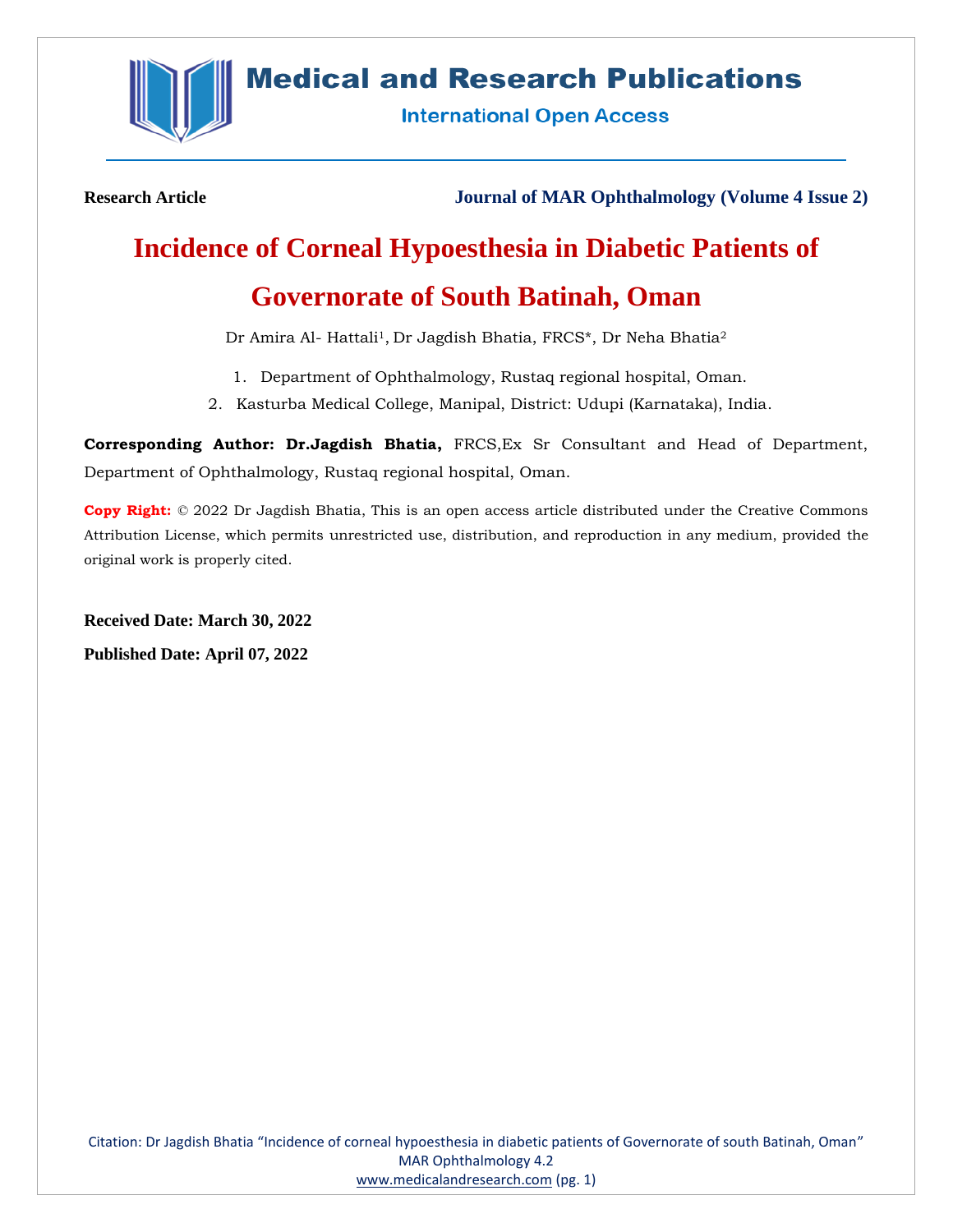Research Article

Journal of MAR Ophthalmology (Volume 4 Issue 2)

# Incidence of Corneal Hypoesthesia in Diabetic Patients of Governorate of South Batinah, Oman

Dr Amira Al- Hattali[1], Dr Jagdish Bhatia, FRCS*, Dr Neha Bhatia[2]

1. Department of Ophthalmology, Rustaq regional hospital, Oman.
2. Kasturba Medical College, Manipal, District: Udupi (Karnataka), India.

**Corresponding Author: Dr.Jagdish Bhatia,** FRCS,Ex Sr Consultant and Head of Department, Department of Ophthalmology, Rustaq regional hospital, Oman.

**Copy Right:** © 2022 Dr Jagdish Bhatia, This is an open access article distributed under the Creative Commons Attribution License, which permits unrestricted use, distribution, and reproduction in any medium, provided the original work is properly cited.

**Received Date: March 30, 2022**

**Published Date: April 07, 2022**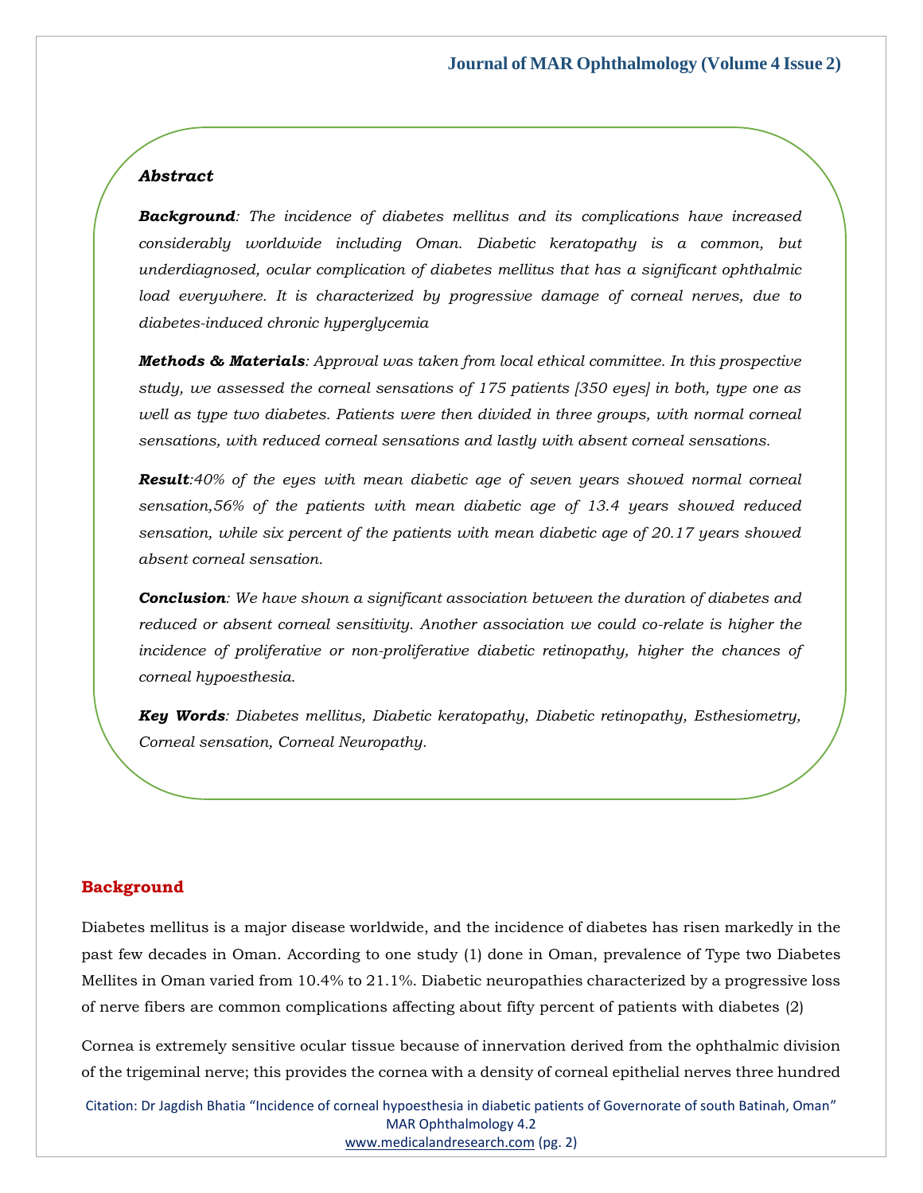### *Abstract*

***Background****: The incidence of diabetes mellitus and its complications have increased considerably worldwide including Oman. Diabetic keratopathy is a common, but underdiagnosed, ocular complication of diabetes mellitus that has a significant ophthalmic load everywhere. It is characterized by progressive damage of corneal nerves, due to diabetes-induced chronic hyperglycemia*

***Methods & Materials****: Approval was taken from local ethical committee. In this prospective study, we assessed the corneal sensations of 175 patients [350 eyes] in both, type one as well as type two diabetes. Patients were then divided in three groups, with normal corneal sensations, with reduced corneal sensations and lastly with absent corneal sensations.*

***Result****:40% of the eyes with mean diabetic age of seven years showed normal corneal sensation,56% of the patients with mean diabetic age of 13.4 years showed reduced sensation, while six percent of the patients with mean diabetic age of 20.17 years showed absent corneal sensation.*

***Conclusion****: We have shown a significant association between the duration of diabetes and reduced or absent corneal sensitivity. Another association we could co-relate is higher the incidence of proliferative or non-proliferative diabetic retinopathy, higher the chances of corneal hypoesthesia.*

***Key Words****: Diabetes mellitus, Diabetic keratopathy, Diabetic retinopathy, Esthesiometry, Corneal sensation, Corneal Neuropathy.*

## Background

Diabetes mellitus is a major disease worldwide, and the incidence of diabetes has risen markedly in the past few decades in Oman. According to one study (1) done in Oman, prevalence of Type two Diabetes Mellites in Oman varied from 10.4% to 21.1%. Diabetic neuropathies characterized by a progressive loss of nerve fibers are common complications affecting about fifty percent of patients with diabetes (2)

Cornea is extremely sensitive ocular tissue because of innervation derived from the ophthalmic division of the trigeminal nerve; this provides the cornea with a density of corneal epithelial nerves three hundred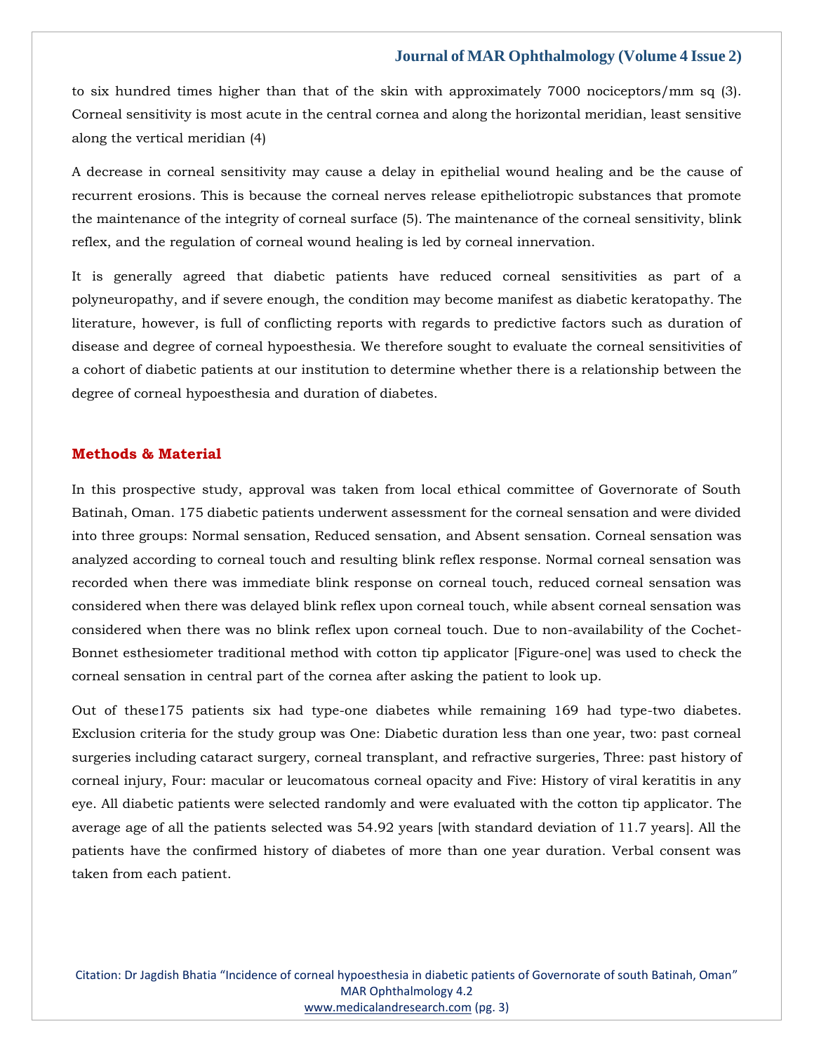to six hundred times higher than that of the skin with approximately 7000 nociceptors/mm sq (3). Corneal sensitivity is most acute in the central cornea and along the horizontal meridian, least sensitive along the vertical meridian (4)

A decrease in corneal sensitivity may cause a delay in epithelial wound healing and be the cause of recurrent erosions. This is because the corneal nerves release epitheliotropic substances that promote the maintenance of the integrity of corneal surface (5). The maintenance of the corneal sensitivity, blink reflex, and the regulation of corneal wound healing is led by corneal innervation.

It is generally agreed that diabetic patients have reduced corneal sensitivities as part of a polyneuropathy, and if severe enough, the condition may become manifest as diabetic keratopathy. The literature, however, is full of conflicting reports with regards to predictive factors such as duration of disease and degree of corneal hypoesthesia. We therefore sought to evaluate the corneal sensitivities of a cohort of diabetic patients at our institution to determine whether there is a relationship between the degree of corneal hypoesthesia and duration of diabetes.

## Methods & Material

In this prospective study, approval was taken from local ethical committee of Governorate of South Batinah, Oman. 175 diabetic patients underwent assessment for the corneal sensation and were divided into three groups: Normal sensation, Reduced sensation, and Absent sensation. Corneal sensation was analyzed according to corneal touch and resulting blink reflex response. Normal corneal sensation was recorded when there was immediate blink response on corneal touch, reduced corneal sensation was considered when there was delayed blink reflex upon corneal touch, while absent corneal sensation was considered when there was no blink reflex upon corneal touch. Due to non-availability of the Cochet-Bonnet esthesiometer traditional method with cotton tip applicator [Figure-one] was used to check the corneal sensation in central part of the cornea after asking the patient to look up.

Out of these175 patients six had type-one diabetes while remaining 169 had type-two diabetes. Exclusion criteria for the study group was One: Diabetic duration less than one year, two: past corneal surgeries including cataract surgery, corneal transplant, and refractive surgeries, Three: past history of corneal injury, Four: macular or leucomatous corneal opacity and Five: History of viral keratitis in any eye. All diabetic patients were selected randomly and were evaluated with the cotton tip applicator. The average age of all the patients selected was 54.92 years [with standard deviation of 11.7 years]. All the patients have the confirmed history of diabetes of more than one year duration. Verbal consent was taken from each patient.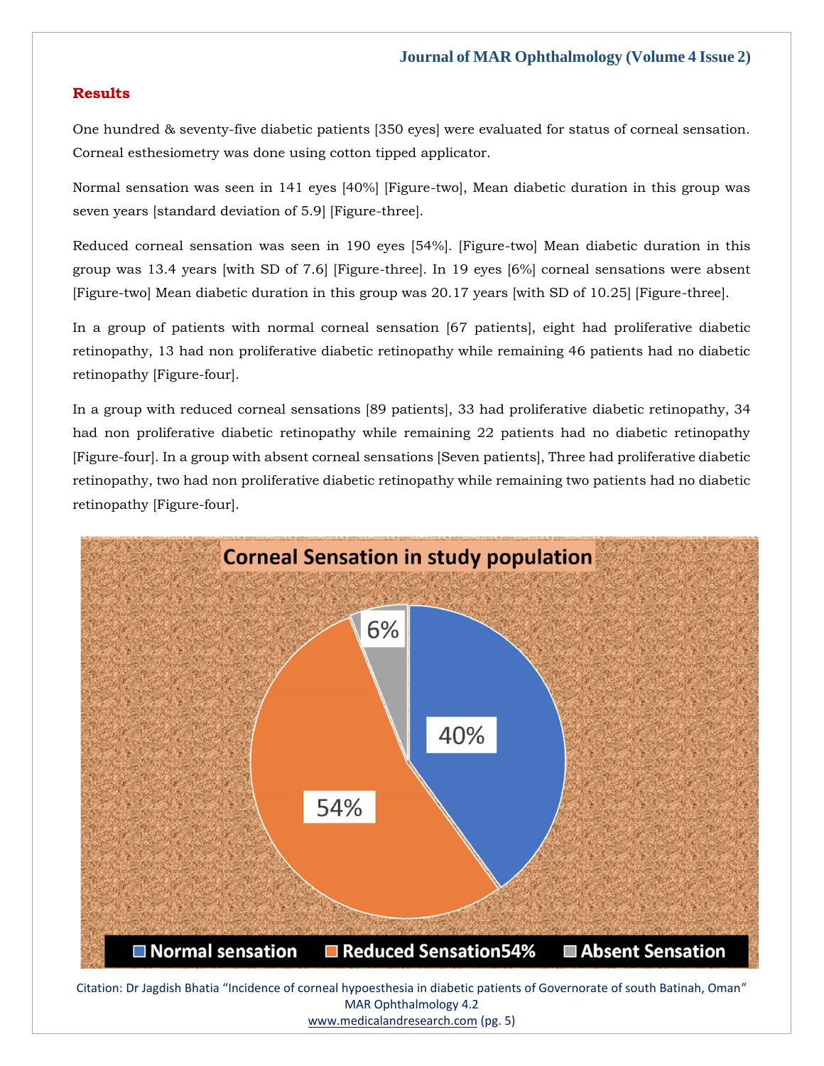## Results

One hundred & seventy-five diabetic patients [350 eyes] were evaluated for status of corneal sensation. Corneal esthesiometry was done using cotton tipped applicator.

Normal sensation was seen in 141 eyes [40%] [Figure-two], Mean diabetic duration in this group was seven years [standard deviation of 5.9] [Figure-three].

Reduced corneal sensation was seen in 190 eyes [54%]. [Figure-two] Mean diabetic duration in this group was 13.4 years [with SD of 7.6] [Figure-three]. In 19 eyes [6%] corneal sensations were absent [Figure-two] Mean diabetic duration in this group was 20.17 years [with SD of 10.25] [Figure-three].

In a group of patients with normal corneal sensation [67 patients], eight had proliferative diabetic retinopathy, 13 had non proliferative diabetic retinopathy while remaining 46 patients had no diabetic retinopathy [Figure-four].

In a group with reduced corneal sensations [89 patients], 33 had proliferative diabetic retinopathy, 34 had non proliferative diabetic retinopathy while remaining 22 patients had no diabetic retinopathy [Figure-four]. In a group with absent corneal sensations [Seven patients], Three had proliferative diabetic retinopathy, two had non proliferative diabetic retinopathy while remaining two patients had no diabetic retinopathy [Figure-four].

**Corneal Sensation in study population**

- Normal sensation: 40%
- Reduced Sensation54%: 54%
- Absent Sensation: 6%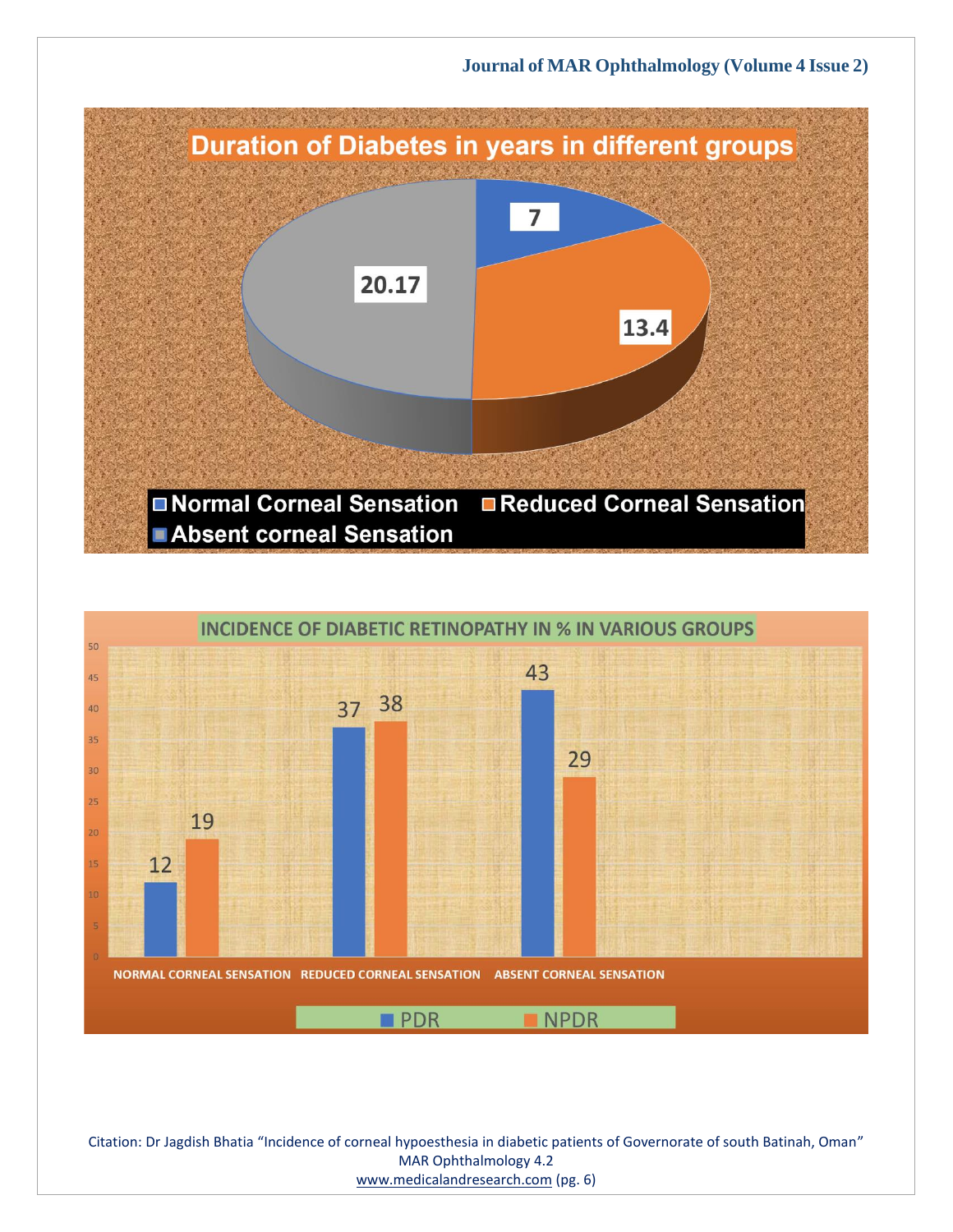**Duration of Diabetes in years in different groups**

| Group | Duration (years) |
|---|---|
| Normal Corneal Sensation | 7 |
| Reduced Corneal Sensation | 13.4 |
| Absent corneal Sensation | 20.17 |

**INCIDENCE OF DIABETIC RETINOPATHY IN % IN VARIOUS GROUPS**

| Group | PDR | NPDR |
|---|---|---|
| NORMAL CORNEAL SENSATION | 12 | 19 |
| REDUCED CORNEAL SENSATION | 37 | 38 |
| ABSENT CORNEAL SENSATION | 43 | 29 |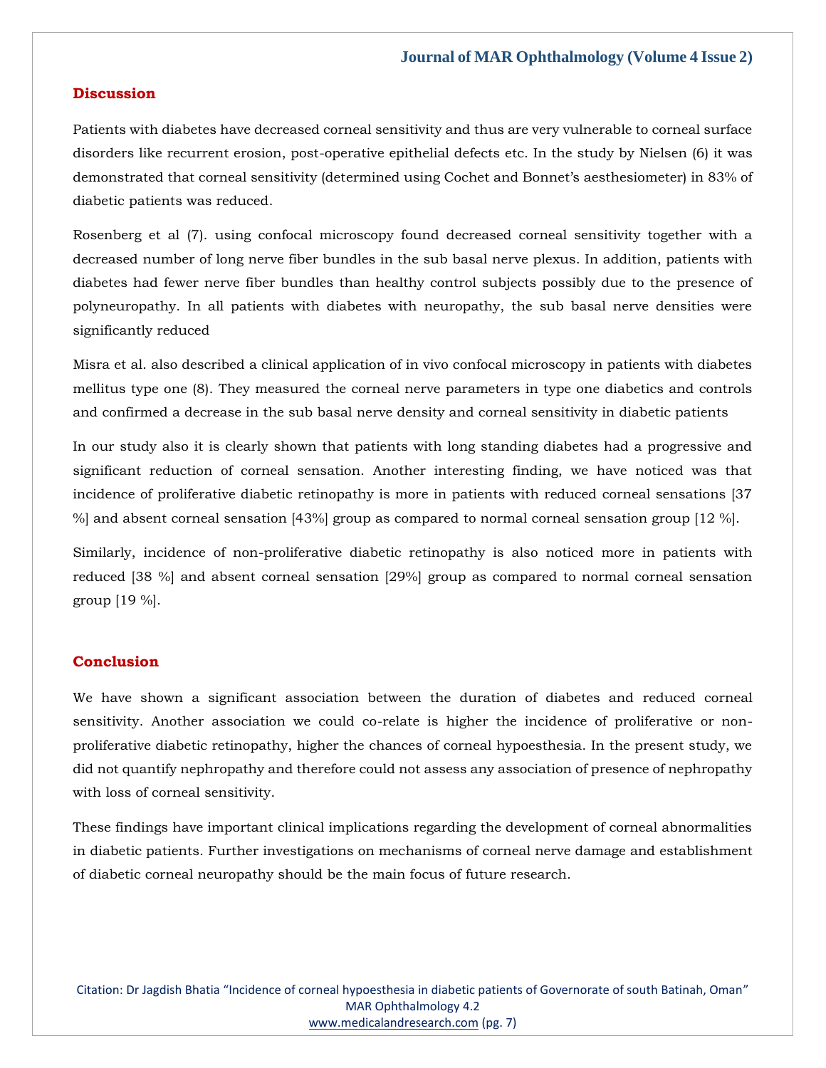## Discussion

Patients with diabetes have decreased corneal sensitivity and thus are very vulnerable to corneal surface disorders like recurrent erosion, post-operative epithelial defects etc. In the study by Nielsen (6) it was demonstrated that corneal sensitivity (determined using Cochet and Bonnet's aesthesiometer) in 83% of diabetic patients was reduced.

Rosenberg et al (7). using confocal microscopy found decreased corneal sensitivity together with a decreased number of long nerve fiber bundles in the sub basal nerve plexus. In addition, patients with diabetes had fewer nerve fiber bundles than healthy control subjects possibly due to the presence of polyneuropathy. In all patients with diabetes with neuropathy, the sub basal nerve densities were significantly reduced

Misra et al. also described a clinical application of in vivo confocal microscopy in patients with diabetes mellitus type one (8). They measured the corneal nerve parameters in type one diabetics and controls and confirmed a decrease in the sub basal nerve density and corneal sensitivity in diabetic patients

In our study also it is clearly shown that patients with long standing diabetes had a progressive and significant reduction of corneal sensation. Another interesting finding, we have noticed was that incidence of proliferative diabetic retinopathy is more in patients with reduced corneal sensations [37 %] and absent corneal sensation [43%] group as compared to normal corneal sensation group [12 %].

Similarly, incidence of non-proliferative diabetic retinopathy is also noticed more in patients with reduced [38 %] and absent corneal sensation [29%] group as compared to normal corneal sensation group [19 %].

## Conclusion

We have shown a significant association between the duration of diabetes and reduced corneal sensitivity. Another association we could co-relate is higher the incidence of proliferative or non-proliferative diabetic retinopathy, higher the chances of corneal hypoesthesia. In the present study, we did not quantify nephropathy and therefore could not assess any association of presence of nephropathy with loss of corneal sensitivity.

These findings have important clinical implications regarding the development of corneal abnormalities in diabetic patients. Further investigations on mechanisms of corneal nerve damage and establishment of diabetic corneal neuropathy should be the main focus of future research.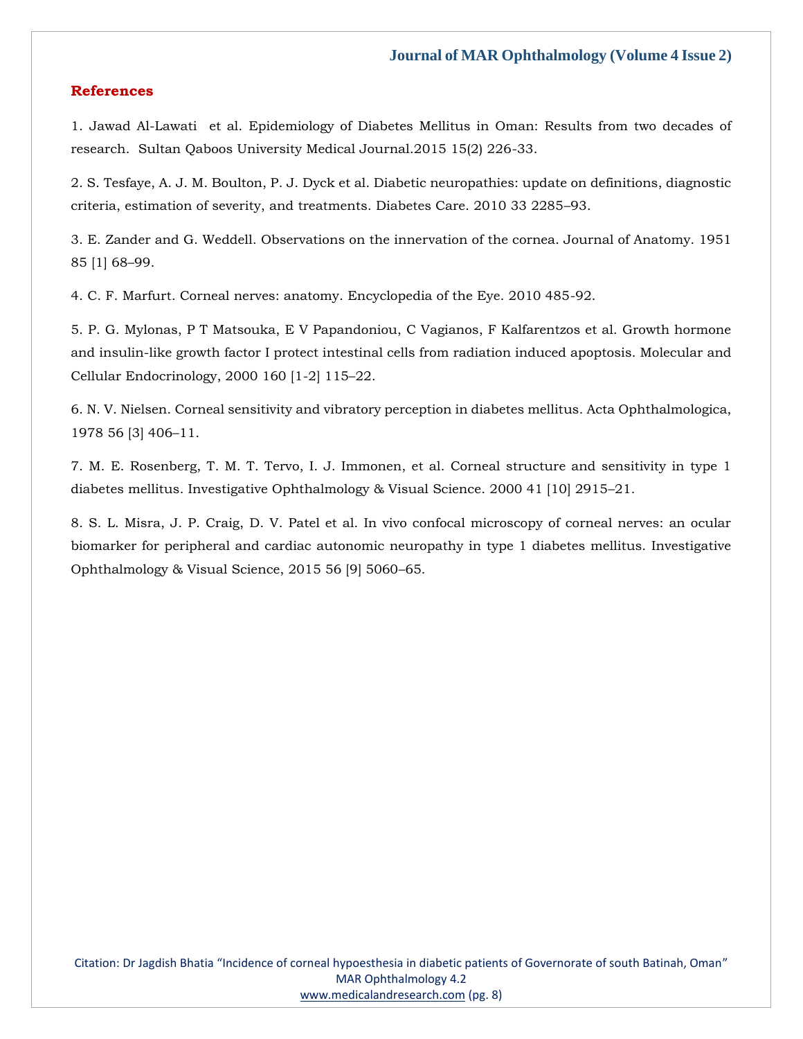## References

1. Jawad Al-Lawati et al. Epidemiology of Diabetes Mellitus in Oman: Results from two decades of research. Sultan Qaboos University Medical Journal.2015 15(2) 226-33.

2. S. Tesfaye, A. J. M. Boulton, P. J. Dyck et al. Diabetic neuropathies: update on definitions, diagnostic criteria, estimation of severity, and treatments. Diabetes Care. 2010 33 2285–93.

3. E. Zander and G. Weddell. Observations on the innervation of the cornea. Journal of Anatomy. 1951 85 [1] 68–99.

4. C. F. Marfurt. Corneal nerves: anatomy. Encyclopedia of the Eye. 2010 485-92.

5. P. G. Mylonas, P T Matsouka, E V Papandoniou, C Vagianos, F Kalfarentzos et al. Growth hormone and insulin-like growth factor I protect intestinal cells from radiation induced apoptosis. Molecular and Cellular Endocrinology, 2000 160 [1-2] 115–22.

6. N. V. Nielsen. Corneal sensitivity and vibratory perception in diabetes mellitus. Acta Ophthalmologica, 1978 56 [3] 406–11.

7. M. E. Rosenberg, T. M. T. Tervo, I. J. Immonen, et al. Corneal structure and sensitivity in type 1 diabetes mellitus. Investigative Ophthalmology & Visual Science. 2000 41 [10] 2915–21.

8. S. L. Misra, J. P. Craig, D. V. Patel et al. In vivo confocal microscopy of corneal nerves: an ocular biomarker for peripheral and cardiac autonomic neuropathy in type 1 diabetes mellitus. Investigative Ophthalmology & Visual Science, 2015 56 [9] 5060–65.